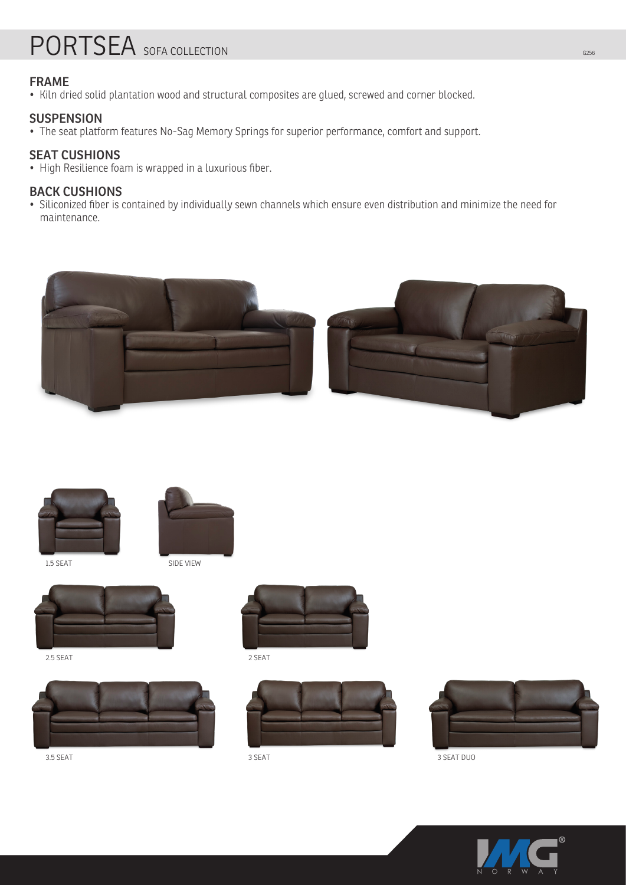# PORTSEA SOFA COLLECTION

G256

## FRAME

- Kiln dried solid plantation wood and structural composites are glued, screwed and corner blocked.

## SUSPENSION

- The seat platform features No-Sag Memory Springs for superior performance, comfort and support.

## SEAT CUSHIONS

- High Resilience foam is wrapped in a luxurious fiber.

## BACK CUSHIONS

- Siliconized fiber is contained by individually sewn channels which ensure even distribution and minimize the need for maintenance.

1.5 SEAT

SIDE VIEW

2.5 SEAT

2 SEAT

3.5 SEAT

3 SEAT

3 SEAT DUO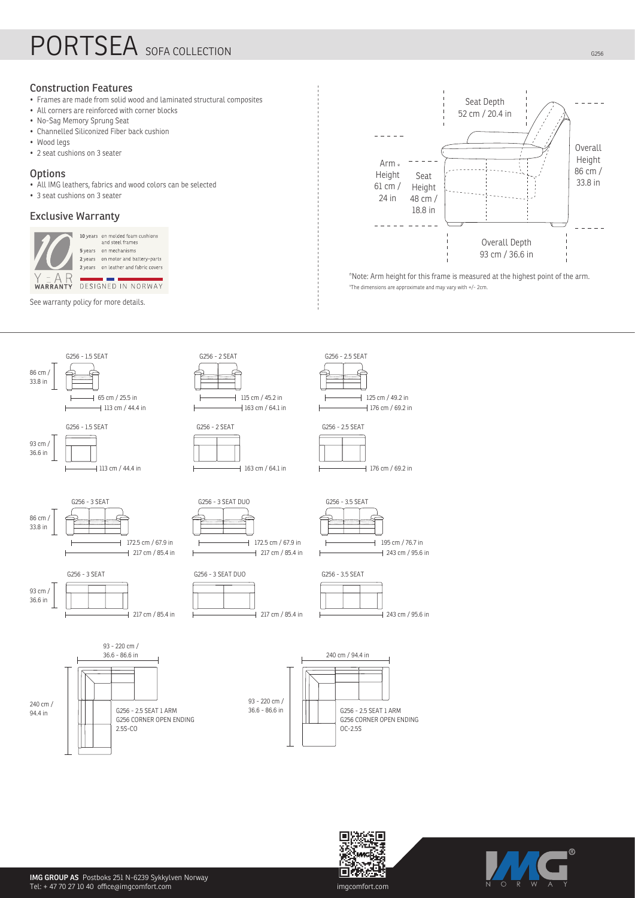# PORTSEA SOFA COLLECTION

G256

## Construction Features

- Frames are made from solid wood and laminated structural composites
- All corners are reinforced with corner blocks
- No-Sag Memory Sprung Seat
- Channelled Siliconized Fiber back cushion
- Wood legs
- 2 seat cushions on 3 seater

## Options

- All IMG leathers, fabrics and wood colors can be selected
- 3 seat cushions on 3 seater

## Exclusive Warranty

10 YEAR WARRANTY

10 years on molded foam cushions and steel frames
5 years on mechanisms
2 years on motor and battery-parts
2 years on leather and fabric covers

DESIGNED IN NORWAY

See warranty policy for more details.

Seat Depth 52 cm / 20.4 in

Arm* Height 61 cm / 24 in

Seat Height 48 cm / 18.8 in

Overall Height 86 cm / 33.8 in

Overall Depth 93 cm / 36.6 in

*Note: Arm height for this frame is measured at the highest point of the arm.

*The dimensions are approximate and may vary with +/- 2cm.

G256 - 1.5 SEAT
86 cm / 33.8 in
65 cm / 25.5 in
113 cm / 44.4 in

G256 - 2 SEAT
115 cm / 45.2 in
163 cm / 64.1 in

G256 - 2.5 SEAT
125 cm / 49.2 in
176 cm / 69.2 in

G256 - 1.5 SEAT
93 cm / 36.6 in
113 cm / 44.4 in

G256 - 2 SEAT
163 cm / 64.1 in

G256 - 2.5 SEAT
176 cm / 69.2 in

G256 - 3 SEAT
86 cm / 33.8 in
172.5 cm / 67.9 in
217 cm / 85.4 in

G256 - 3 SEAT DUO
172.5 cm / 67.9 in
217 cm / 85.4 in

G256 - 3.5 SEAT
195 cm / 76.7 in
243 cm / 95.6 in

G256 - 3 SEAT
93 cm / 36.6 in
217 cm / 85.4 in

G256 - 3 SEAT DUO
217 cm / 85.4 in

G256 - 3.5 SEAT
243 cm / 95.6 in

93 - 220 cm / 36.6 - 86.6 in
240 cm / 94.4 in
G256 - 2.5 SEAT 1 ARM
G256 CORNER OPEN ENDING
2.5S-CO

240 cm / 94.4 in
93 - 220 cm / 36.6 - 86.6 in
G256 - 2.5 SEAT 1 ARM
G256 CORNER OPEN ENDING
OC-2.5S

**IMG GROUP AS** Postboks 251 N-6239 Sykkylven Norway
Tel: + 47 70 27 10 40 office@imgcomfort.com

imgcomfort.com

IMG NORWAY